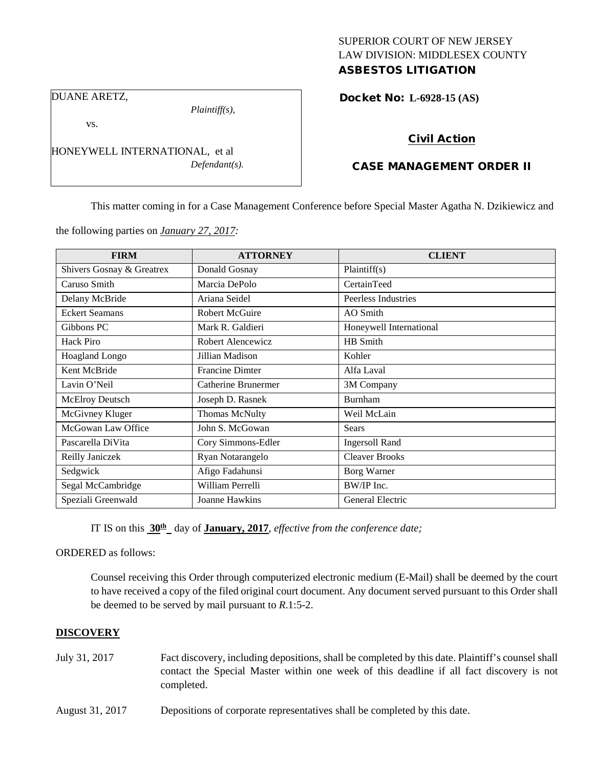SUPERIOR COURT OF NEW JERSEY
LAW DIVISION: MIDDLESEX COUNTY
**ASBESTOS LITIGATION**

DUANE ARETZ,
*Plaintiff(s),*
vs.
HONEYWELL INTERNATIONAL, et al
*Defendant(s).*

**Docket No: L-6928-15 (AS)**

**Civil Action**

**CASE MANAGEMENT ORDER II**

This matter coming in for a Case Management Conference before Special Master Agatha N. Dzikiewicz and the following parties on *January 27, 2017:*

| FIRM | ATTORNEY | CLIENT |
|---|---|---|
| Shivers Gosnay & Greatrex | Donald Gosnay | Plaintiff(s) |
| Caruso Smith | Marcia DePolo | CertainTeed |
| Delany McBride | Ariana Seidel | Peerless Industries |
| Eckert Seamans | Robert McGuire | AO Smith |
| Gibbons PC | Mark R. Galdieri | Honeywell International |
| Hack Piro | Robert Alencewicz | HB Smith |
| Hoagland Longo | Jillian Madison | Kohler |
| Kent McBride | Francine Dimter | Alfa Laval |
| Lavin O'Neil | Catherine Brunermer | 3M Company |
| McElroy Deutsch | Joseph D. Rasnek | Burnham |
| McGivney Kluger | Thomas McNulty | Weil McLain |
| McGowan Law Office | John S. McGowan | Sears |
| Pascarella DiVita | Cory Simmons-Edler | Ingersoll Rand |
| Reilly Janiczek | Ryan Notarangelo | Cleaver Brooks |
| Sedgwick | Afigo Fadahunsi | Borg Warner |
| Segal McCambridge | William Perrelli | BW/IP Inc. |
| Speziali Greenwald | Joanne Hawkins | General Electric |

IT IS on this **30th** day of **January, 2017**, *effective from the conference date;*

ORDERED as follows:

Counsel receiving this Order through computerized electronic medium (E-Mail) shall be deemed by the court to have received a copy of the filed original court document. Any document served pursuant to this Order shall be deemed to be served by mail pursuant to *R*.1:5-2.

## DISCOVERY

July 31, 2017 — Fact discovery, including depositions, shall be completed by this date. Plaintiff's counsel shall contact the Special Master within one week of this deadline if all fact discovery is not completed.

August 31, 2017 — Depositions of corporate representatives shall be completed by this date.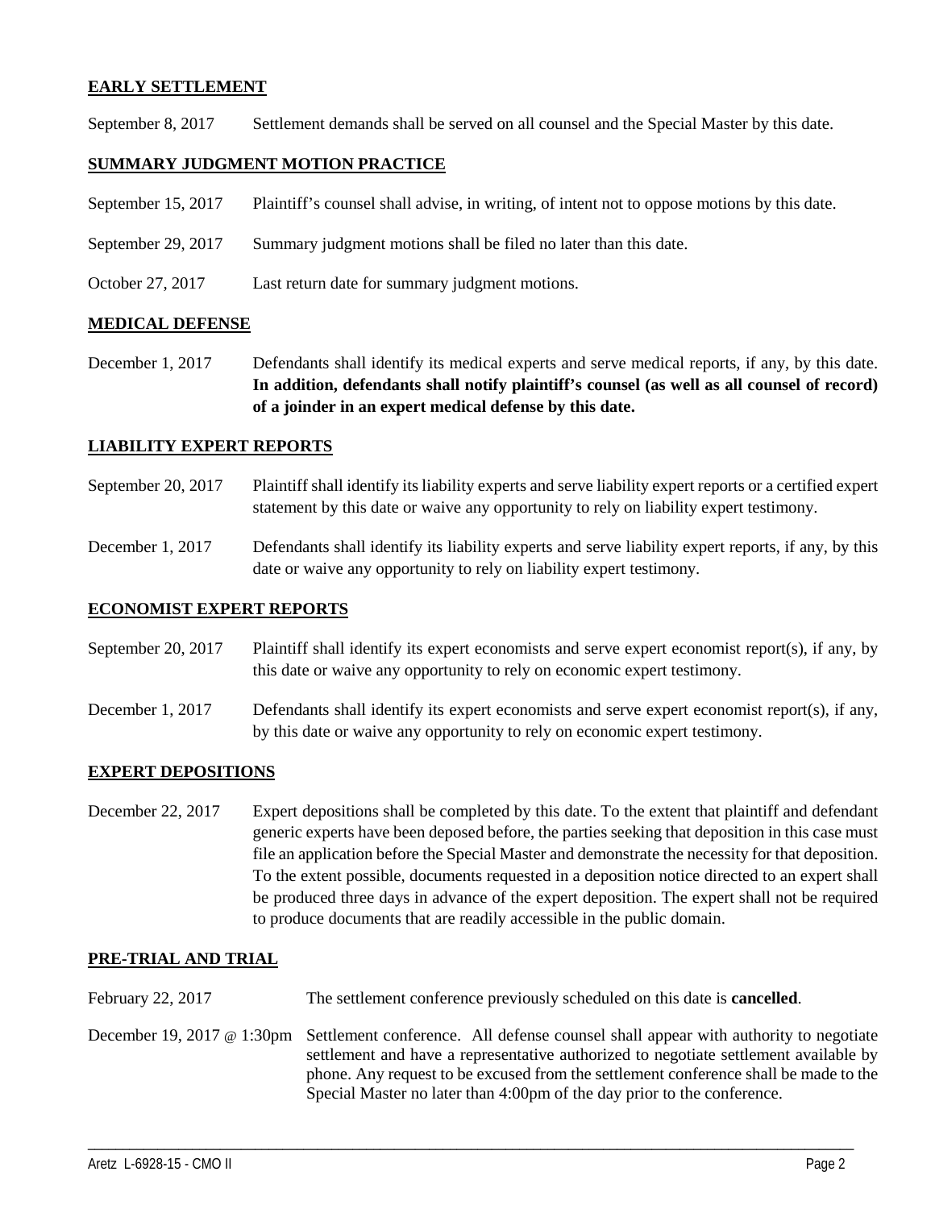**EARLY SETTLEMENT**

September 8, 2017 Settlement demands shall be served on all counsel and the Special Master by this date.

**SUMMARY JUDGMENT MOTION PRACTICE**

September 15, 2017 Plaintiff's counsel shall advise, in writing, of intent not to oppose motions by this date.

September 29, 2017 Summary judgment motions shall be filed no later than this date.

October 27, 2017 Last return date for summary judgment motions.

**MEDICAL DEFENSE**

December 1, 2017 Defendants shall identify its medical experts and serve medical reports, if any, by this date. **In addition, defendants shall notify plaintiff's counsel (as well as all counsel of record) of a joinder in an expert medical defense by this date.**

**LIABILITY EXPERT REPORTS**

September 20, 2017 Plaintiff shall identify its liability experts and serve liability expert reports or a certified expert statement by this date or waive any opportunity to rely on liability expert testimony.

December 1, 2017 Defendants shall identify its liability experts and serve liability expert reports, if any, by this date or waive any opportunity to rely on liability expert testimony.

**ECONOMIST EXPERT REPORTS**

September 20, 2017 Plaintiff shall identify its expert economists and serve expert economist report(s), if any, by this date or waive any opportunity to rely on economic expert testimony.

December 1, 2017 Defendants shall identify its expert economists and serve expert economist report(s), if any, by this date or waive any opportunity to rely on economic expert testimony.

**EXPERT DEPOSITIONS**

December 22, 2017 Expert depositions shall be completed by this date. To the extent that plaintiff and defendant generic experts have been deposed before, the parties seeking that deposition in this case must file an application before the Special Master and demonstrate the necessity for that deposition. To the extent possible, documents requested in a deposition notice directed to an expert shall be produced three days in advance of the expert deposition. The expert shall not be required to produce documents that are readily accessible in the public domain.

**PRE-TRIAL AND TRIAL**

February 22, 2017 The settlement conference previously scheduled on this date is **cancelled**.

December 19, 2017 @ 1:30pm Settlement conference. All defense counsel shall appear with authority to negotiate settlement and have a representative authorized to negotiate settlement available by phone. Any request to be excused from the settlement conference shall be made to the Special Master no later than 4:00pm of the day prior to the conference.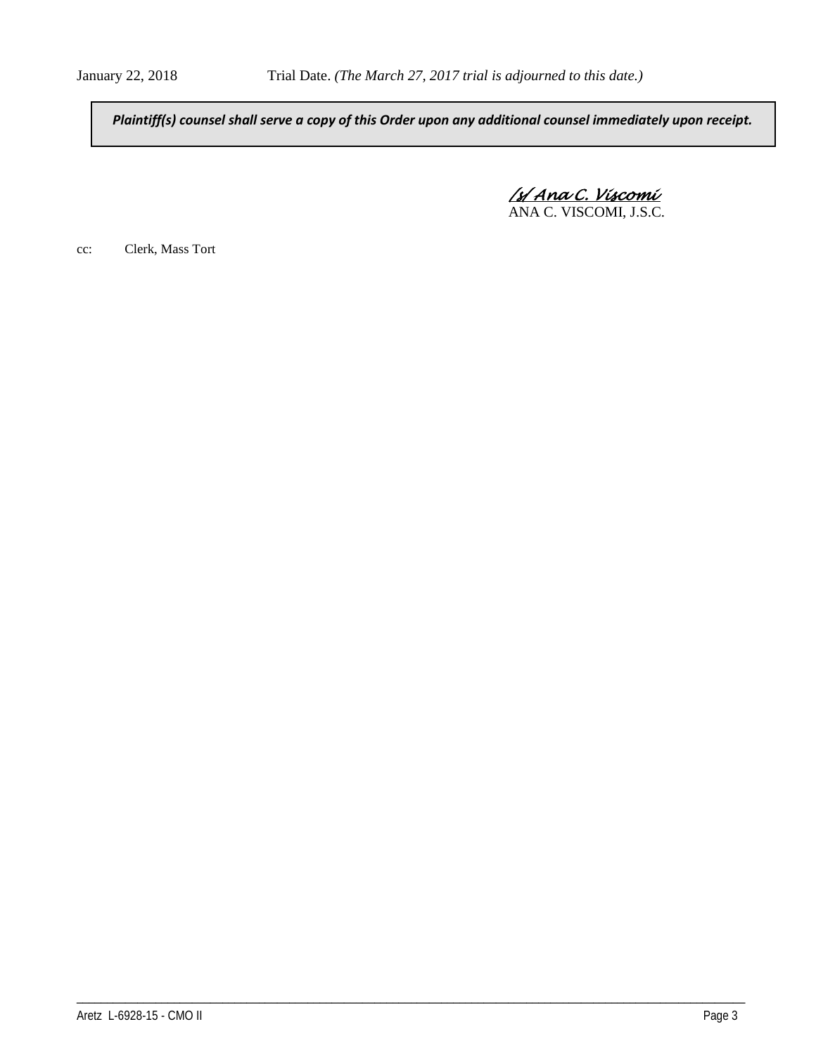| | |
|---|---|
| January 22, 2018 | Trial Date. *(The March 27, 2017 trial is adjourned to this date.)* |

***Plaintiff(s) counsel shall serve a copy of this Order upon any additional counsel immediately upon receipt.***

*/s/ Ana C. Viscomi*
ANA C. VISCOMI, J.S.C.

cc: Clerk, Mass Tort